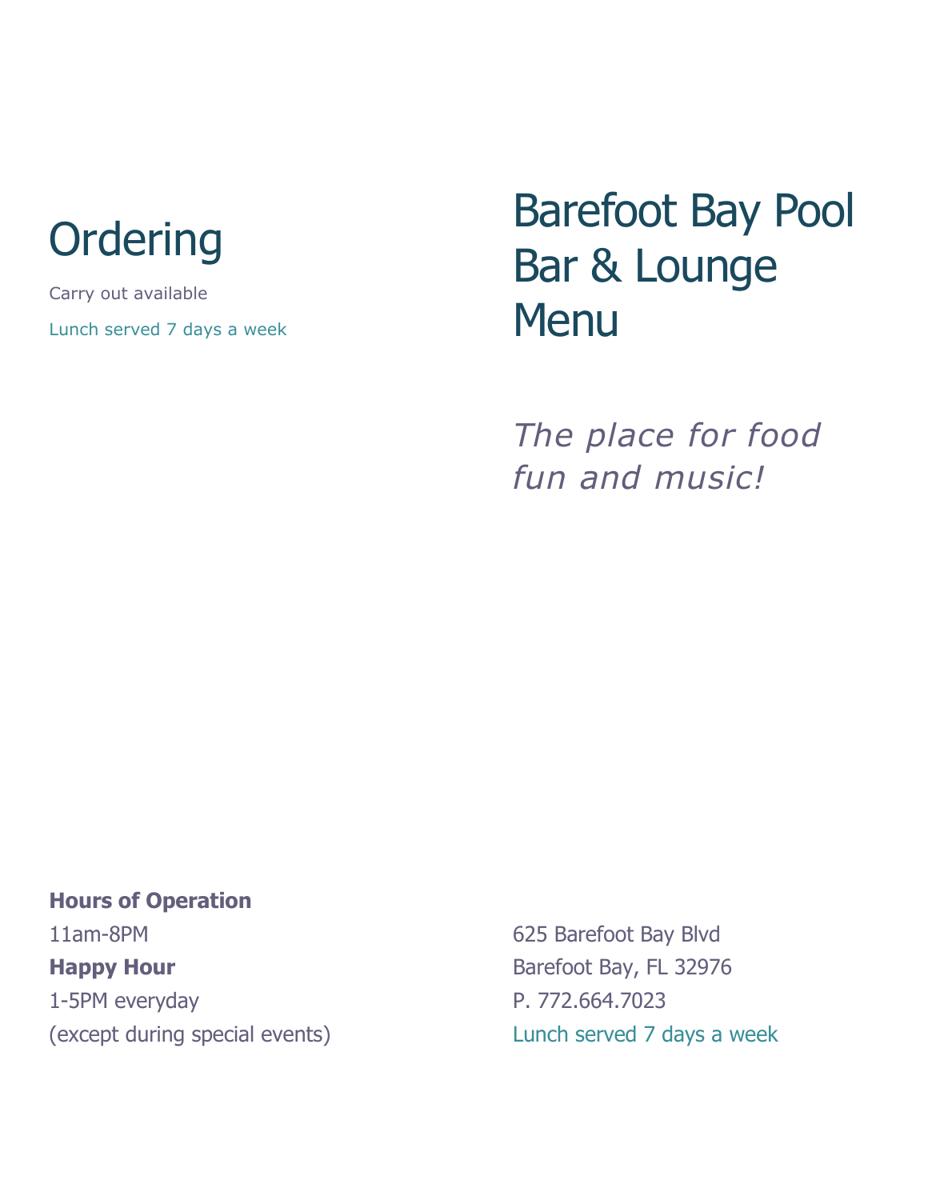# Barefoot Bay Pool Bar & Lounge Menu

*The place for food fun and music!*

## Ordering

Carry out available

Lunch served 7 days a week

**Hours of Operation**

11am-8PM

**Happy Hour**

1-5PM everyday

(except during special events)

625 Barefoot Bay Blvd

Barefoot Bay, FL 32976

P. 772.664.7023

Lunch served 7 days a week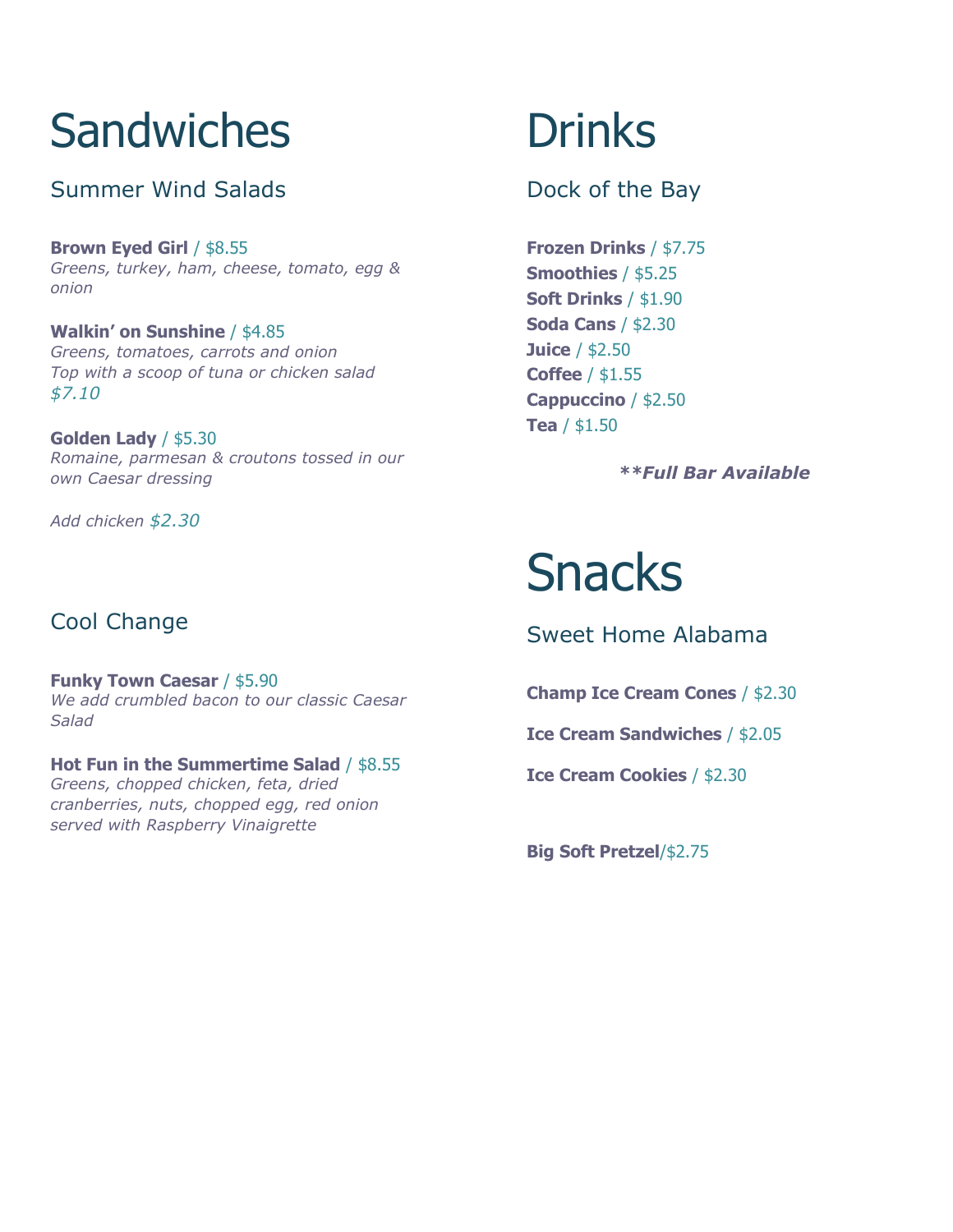# Sandwiches

## Summer Wind Salads

**Brown Eyed Girl** / $8.55
*Greens, turkey, ham, cheese, tomato, egg & onion*

**Walkin' on Sunshine** / $4.85
*Greens, tomatoes, carrots and onion*
*Top with a scoop of tuna or chicken salad $7.10*

**Golden Lady** / $5.30
*Romaine, parmesan & croutons tossed in our own Caesar dressing*

*Add chicken $2.30*

## Cool Change

**Funky Town Caesar** / $5.90
*We add crumbled bacon to our classic Caesar Salad*

**Hot Fun in the Summertime Salad** / $8.55
*Greens, chopped chicken, feta, dried cranberries, nuts, chopped egg, red onion served with Raspberry Vinaigrette*

# Drinks

## Dock of the Bay

**Frozen Drinks** / $7.75
**Smoothies** / $5.25
**Soft Drinks** / $1.90
**Soda Cans** / $2.30
**Juice** / $2.50
**Coffee** / $1.55
**Cappuccino** / $2.50
**Tea** / $1.50

***\*\*Full Bar Available***

# Snacks

## Sweet Home Alabama

**Champ Ice Cream Cones** / $2.30

**Ice Cream Sandwiches** / $2.05

**Ice Cream Cookies** / $2.30

**Big Soft Pretzel**/$2.75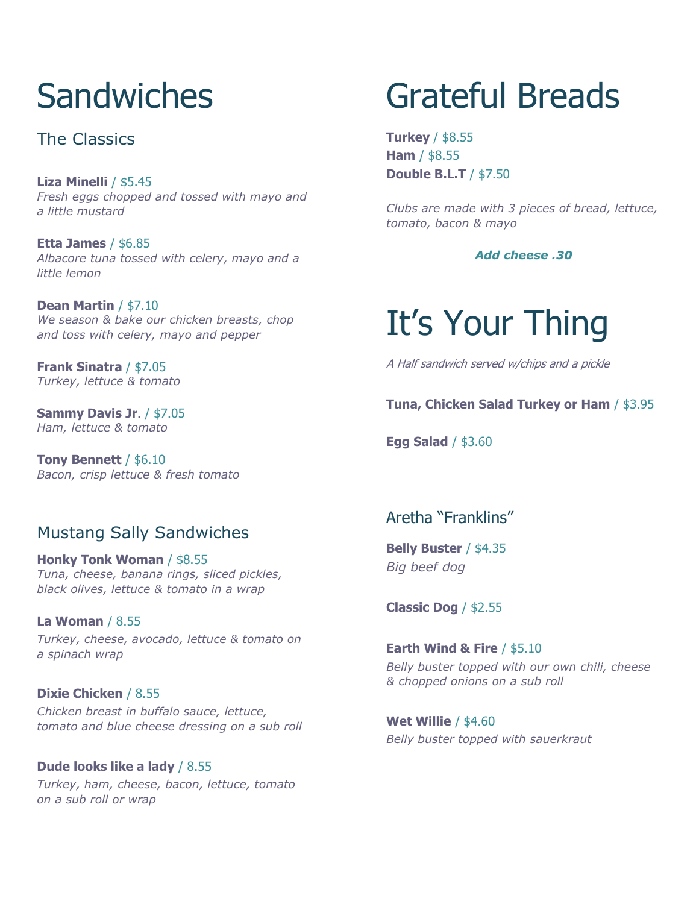# Sandwiches

## The Classics

**Liza Minelli** / $5.45
*Fresh eggs chopped and tossed with mayo and a little mustard*

**Etta James** / $6.85
*Albacore tuna tossed with celery, mayo and a little lemon*

**Dean Martin** / $7.10
*We season & bake our chicken breasts, chop and toss with celery, mayo and pepper*

**Frank Sinatra** / $7.05
*Turkey, lettuce & tomato*

**Sammy Davis Jr**. / $7.05
*Ham, lettuce & tomato*

**Tony Bennett** / $6.10
*Bacon, crisp lettuce & fresh tomato*

## Mustang Sally Sandwiches

**Honky Tonk Woman** / $8.55
*Tuna, cheese, banana rings, sliced pickles, black olives, lettuce & tomato in a wrap*

**La Woman** / 8.55
*Turkey, cheese, avocado, lettuce & tomato on a spinach wrap*

**Dixie Chicken** / 8.55
*Chicken breast in buffalo sauce, lettuce, tomato and blue cheese dressing on a sub roll*

**Dude looks like a lady** / 8.55
*Turkey, ham, cheese, bacon, lettuce, tomato on a sub roll or wrap*

# Grateful Breads

**Turkey** / $8.55
**Ham** / $8.55
**Double B.L.T** / $7.50

*Clubs are made with 3 pieces of bread, lettuce, tomato, bacon & mayo*

***Add cheese .30***

# It's Your Thing

*A Half sandwich served w/chips and a pickle*

**Tuna, Chicken Salad Turkey or Ham** / $3.95

**Egg Salad** / $3.60

## Aretha "Franklins"

**Belly Buster** / $4.35
*Big beef dog*

**Classic Dog** / $2.55

**Earth Wind & Fire** / $5.10
*Belly buster topped with our own chili, cheese & chopped onions on a sub roll*

**Wet Willie** / $4.60
*Belly buster topped with sauerkraut*